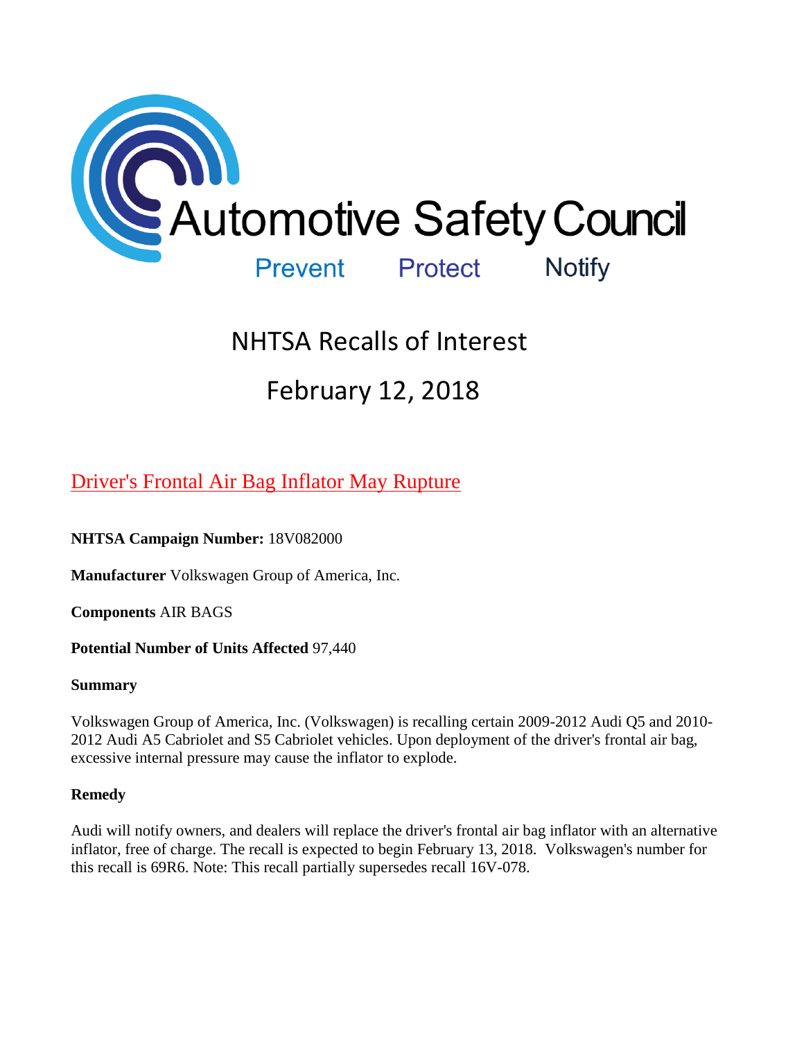Automotive Safety Council

Prevent Protect Notify

# NHTSA Recalls of Interest

# February 12, 2018

## Driver's Frontal Air Bag Inflator May Rupture

**NHTSA Campaign Number:** 18V082000

**Manufacturer** Volkswagen Group of America, Inc.

**Components** AIR BAGS

**Potential Number of Units Affected** 97,440

**Summary**

Volkswagen Group of America, Inc. (Volkswagen) is recalling certain 2009-2012 Audi Q5 and 2010-2012 Audi A5 Cabriolet and S5 Cabriolet vehicles. Upon deployment of the driver's frontal air bag, excessive internal pressure may cause the inflator to explode.

**Remedy**

Audi will notify owners, and dealers will replace the driver's frontal air bag inflator with an alternative inflator, free of charge. The recall is expected to begin February 13, 2018. Volkswagen's number for this recall is 69R6. Note: This recall partially supersedes recall 16V-078.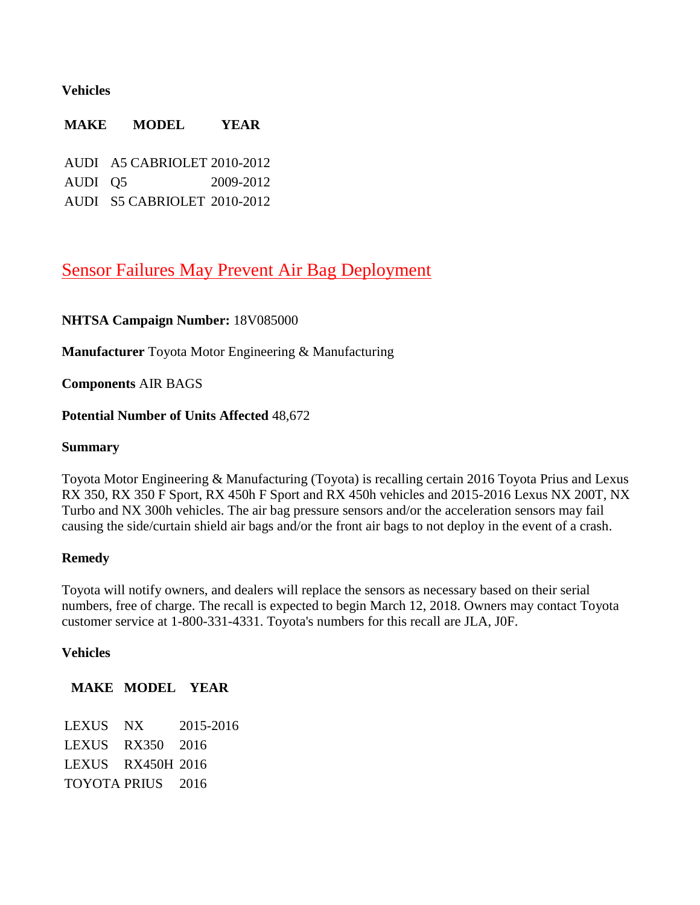**Vehicles**

| MAKE | MODEL | YEAR |
| --- | --- | --- |
| AUDI | A5 CABRIOLET | 2010-2012 |
| AUDI | Q5 | 2009-2012 |
| AUDI | S5 CABRIOLET | 2010-2012 |

## Sensor Failures May Prevent Air Bag Deployment

**NHTSA Campaign Number:** 18V085000

**Manufacturer** Toyota Motor Engineering & Manufacturing

**Components** AIR BAGS

**Potential Number of Units Affected** 48,672

**Summary**

Toyota Motor Engineering & Manufacturing (Toyota) is recalling certain 2016 Toyota Prius and Lexus RX 350, RX 350 F Sport, RX 450h F Sport and RX 450h vehicles and 2015-2016 Lexus NX 200T, NX Turbo and NX 300h vehicles. The air bag pressure sensors and/or the acceleration sensors may fail causing the side/curtain shield air bags and/or the front air bags to not deploy in the event of a crash.

**Remedy**

Toyota will notify owners, and dealers will replace the sensors as necessary based on their serial numbers, free of charge. The recall is expected to begin March 12, 2018. Owners may contact Toyota customer service at 1-800-331-4331. Toyota's numbers for this recall are JLA, J0F.

**Vehicles**

| MAKE | MODEL | YEAR |
| --- | --- | --- |
| LEXUS | NX | 2015-2016 |
| LEXUS | RX350 | 2016 |
| LEXUS | RX450H | 2016 |
| TOYOTA | PRIUS | 2016 |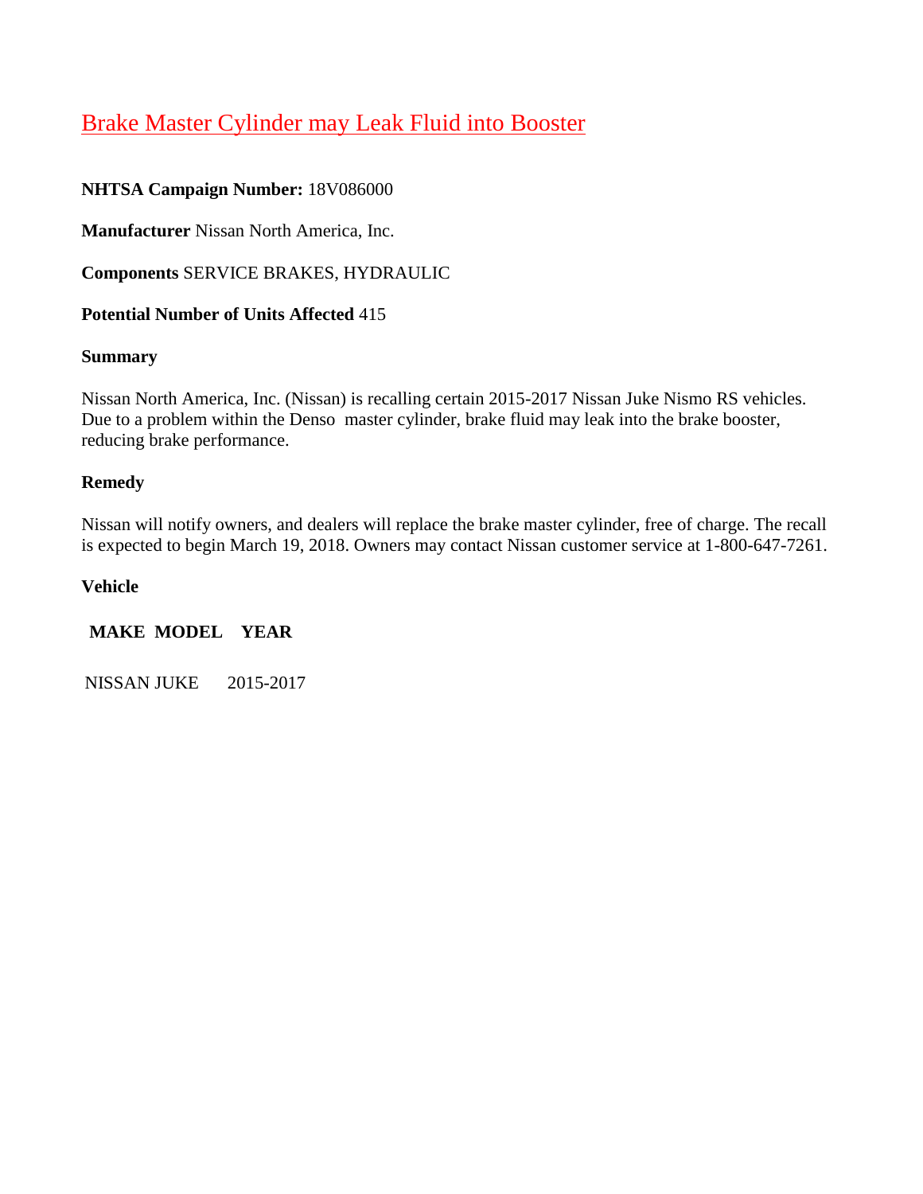# Brake Master Cylinder may Leak Fluid into Booster

**NHTSA Campaign Number:** 18V086000

**Manufacturer** Nissan North America, Inc.

**Components** SERVICE BRAKES, HYDRAULIC

**Potential Number of Units Affected** 415

**Summary**

Nissan North America, Inc. (Nissan) is recalling certain 2015-2017 Nissan Juke Nismo RS vehicles. Due to a problem within the Denso master cylinder, brake fluid may leak into the brake booster, reducing brake performance.

**Remedy**

Nissan will notify owners, and dealers will replace the brake master cylinder, free of charge. The recall is expected to begin March 19, 2018. Owners may contact Nissan customer service at 1-800-647-7261.

**Vehicle**

| MAKE | MODEL | YEAR |
|---|---|---|
| NISSAN | JUKE | 2015-2017 |